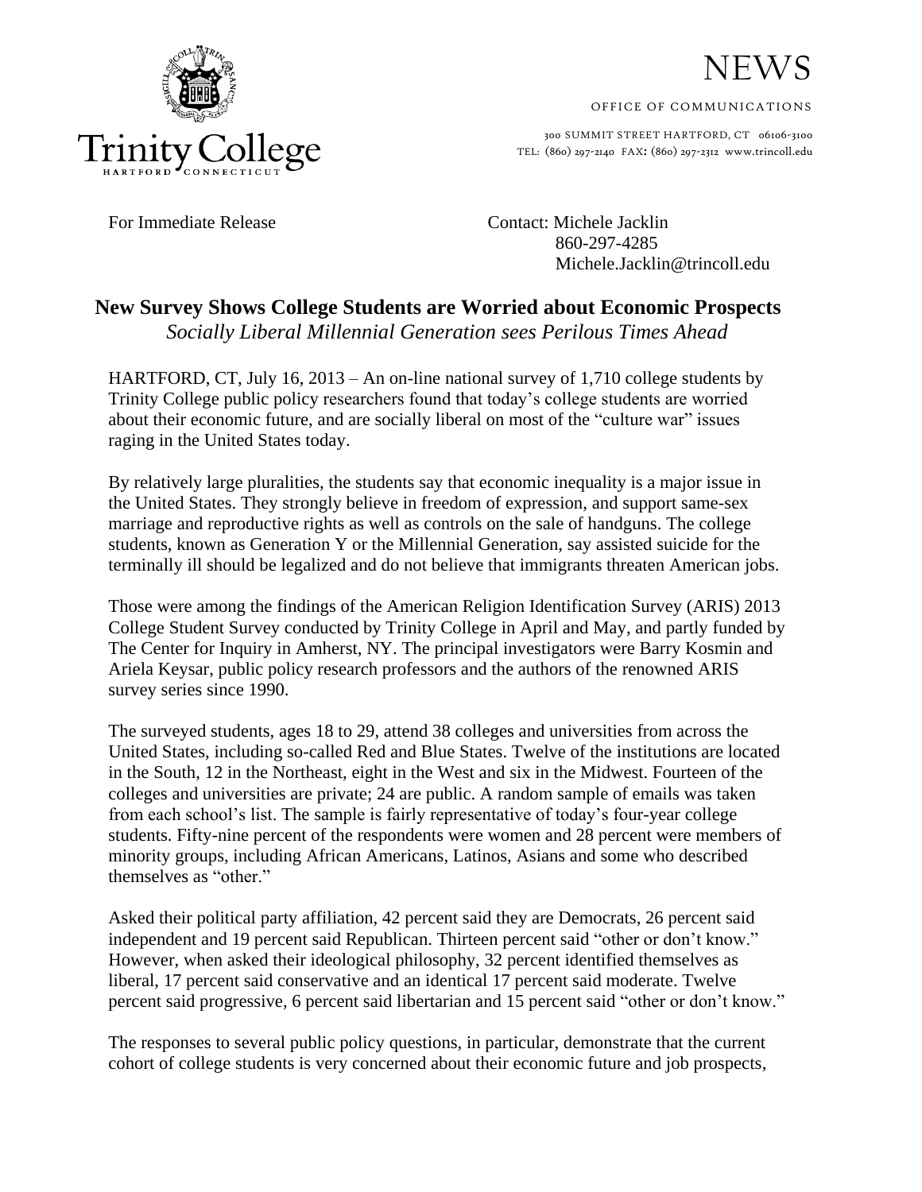Trinity College
HARTFORD CONNECTICUT

# NEWS

OFFICE OF COMMUNICATIONS

300 SUMMIT STREET HARTFORD, CT 06106-3100
TEL: (860) 297-2140 FAX: (860) 297-2312 www.trincoll.edu

For Immediate Release

Contact: Michele Jacklin
860-297-4285
Michele.Jacklin@trincoll.edu

## New Survey Shows College Students are Worried about Economic Prospects

*Socially Liberal Millennial Generation sees Perilous Times Ahead*

HARTFORD, CT, July 16, 2013 – An on-line national survey of 1,710 college students by Trinity College public policy researchers found that today's college students are worried about their economic future, and are socially liberal on most of the "culture war" issues raging in the United States today.

By relatively large pluralities, the students say that economic inequality is a major issue in the United States. They strongly believe in freedom of expression, and support same-sex marriage and reproductive rights as well as controls on the sale of handguns. The college students, known as Generation Y or the Millennial Generation, say assisted suicide for the terminally ill should be legalized and do not believe that immigrants threaten American jobs.

Those were among the findings of the American Religion Identification Survey (ARIS) 2013 College Student Survey conducted by Trinity College in April and May, and partly funded by The Center for Inquiry in Amherst, NY. The principal investigators were Barry Kosmin and Ariela Keysar, public policy research professors and the authors of the renowned ARIS survey series since 1990.

The surveyed students, ages 18 to 29, attend 38 colleges and universities from across the United States, including so-called Red and Blue States. Twelve of the institutions are located in the South, 12 in the Northeast, eight in the West and six in the Midwest. Fourteen of the colleges and universities are private; 24 are public. A random sample of emails was taken from each school's list. The sample is fairly representative of today's four-year college students. Fifty-nine percent of the respondents were women and 28 percent were members of minority groups, including African Americans, Latinos, Asians and some who described themselves as "other."

Asked their political party affiliation, 42 percent said they are Democrats, 26 percent said independent and 19 percent said Republican. Thirteen percent said "other or don't know." However, when asked their ideological philosophy, 32 percent identified themselves as liberal, 17 percent said conservative and an identical 17 percent said moderate. Twelve percent said progressive, 6 percent said libertarian and 15 percent said "other or don't know."

The responses to several public policy questions, in particular, demonstrate that the current cohort of college students is very concerned about their economic future and job prospects,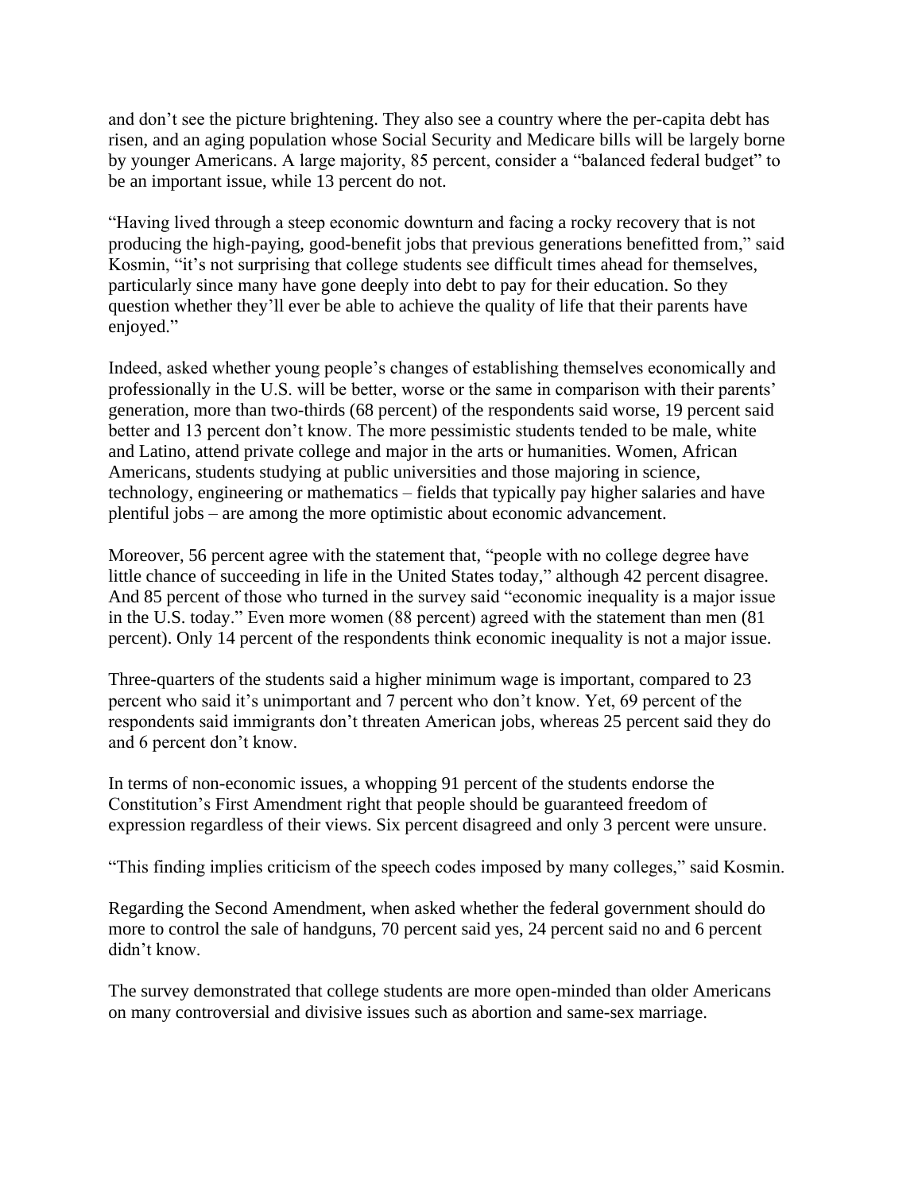and don't see the picture brightening. They also see a country where the per-capita debt has risen, and an aging population whose Social Security and Medicare bills will be largely borne by younger Americans. A large majority, 85 percent, consider a "balanced federal budget" to be an important issue, while 13 percent do not.

"Having lived through a steep economic downturn and facing a rocky recovery that is not producing the high-paying, good-benefit jobs that previous generations benefitted from," said Kosmin, "it's not surprising that college students see difficult times ahead for themselves, particularly since many have gone deeply into debt to pay for their education. So they question whether they'll ever be able to achieve the quality of life that their parents have enjoyed."

Indeed, asked whether young people's changes of establishing themselves economically and professionally in the U.S. will be better, worse or the same in comparison with their parents' generation, more than two-thirds (68 percent) of the respondents said worse, 19 percent said better and 13 percent don't know. The more pessimistic students tended to be male, white and Latino, attend private college and major in the arts or humanities. Women, African Americans, students studying at public universities and those majoring in science, technology, engineering or mathematics – fields that typically pay higher salaries and have plentiful jobs – are among the more optimistic about economic advancement.

Moreover, 56 percent agree with the statement that, "people with no college degree have little chance of succeeding in life in the United States today," although 42 percent disagree. And 85 percent of those who turned in the survey said "economic inequality is a major issue in the U.S. today." Even more women (88 percent) agreed with the statement than men (81 percent). Only 14 percent of the respondents think economic inequality is not a major issue.

Three-quarters of the students said a higher minimum wage is important, compared to 23 percent who said it's unimportant and 7 percent who don't know. Yet, 69 percent of the respondents said immigrants don't threaten American jobs, whereas 25 percent said they do and 6 percent don't know.

In terms of non-economic issues, a whopping 91 percent of the students endorse the Constitution's First Amendment right that people should be guaranteed freedom of expression regardless of their views. Six percent disagreed and only 3 percent were unsure.

"This finding implies criticism of the speech codes imposed by many colleges," said Kosmin.

Regarding the Second Amendment, when asked whether the federal government should do more to control the sale of handguns, 70 percent said yes, 24 percent said no and 6 percent didn't know.

The survey demonstrated that college students are more open-minded than older Americans on many controversial and divisive issues such as abortion and same-sex marriage.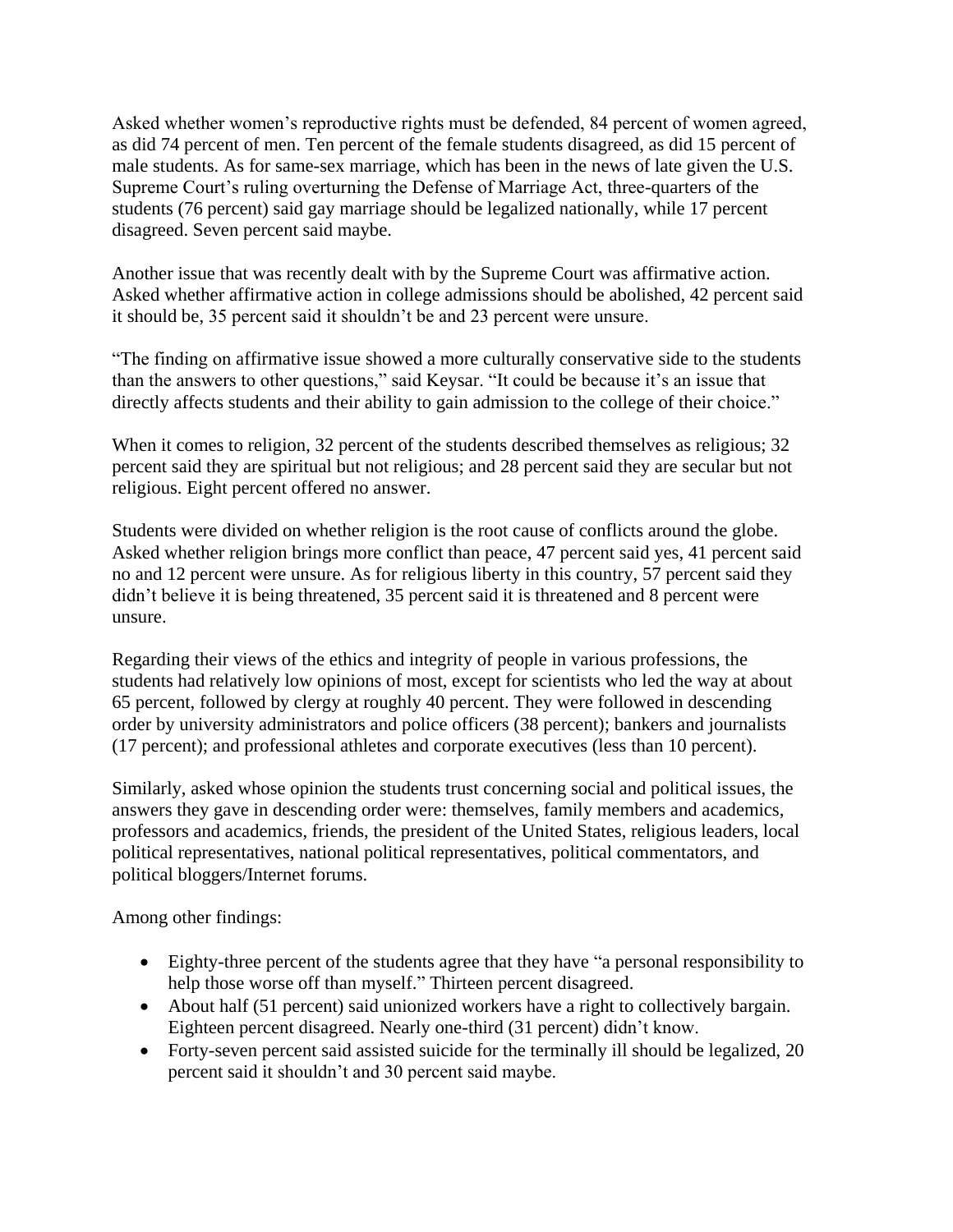Asked whether women's reproductive rights must be defended, 84 percent of women agreed, as did 74 percent of men. Ten percent of the female students disagreed, as did 15 percent of male students. As for same-sex marriage, which has been in the news of late given the U.S. Supreme Court's ruling overturning the Defense of Marriage Act, three-quarters of the students (76 percent) said gay marriage should be legalized nationally, while 17 percent disagreed. Seven percent said maybe.

Another issue that was recently dealt with by the Supreme Court was affirmative action. Asked whether affirmative action in college admissions should be abolished, 42 percent said it should be, 35 percent said it shouldn't be and 23 percent were unsure.

"The finding on affirmative issue showed a more culturally conservative side to the students than the answers to other questions," said Keysar. "It could be because it's an issue that directly affects students and their ability to gain admission to the college of their choice."

When it comes to religion, 32 percent of the students described themselves as religious; 32 percent said they are spiritual but not religious; and 28 percent said they are secular but not religious. Eight percent offered no answer.

Students were divided on whether religion is the root cause of conflicts around the globe. Asked whether religion brings more conflict than peace, 47 percent said yes, 41 percent said no and 12 percent were unsure. As for religious liberty in this country, 57 percent said they didn't believe it is being threatened, 35 percent said it is threatened and 8 percent were unsure.

Regarding their views of the ethics and integrity of people in various professions, the students had relatively low opinions of most, except for scientists who led the way at about 65 percent, followed by clergy at roughly 40 percent. They were followed in descending order by university administrators and police officers (38 percent); bankers and journalists (17 percent); and professional athletes and corporate executives (less than 10 percent).

Similarly, asked whose opinion the students trust concerning social and political issues, the answers they gave in descending order were: themselves, family members and academics, professors and academics, friends, the president of the United States, religious leaders, local political representatives, national political representatives, political commentators, and political bloggers/Internet forums.

Among other findings:

- Eighty-three percent of the students agree that they have "a personal responsibility to help those worse off than myself." Thirteen percent disagreed.
- About half (51 percent) said unionized workers have a right to collectively bargain. Eighteen percent disagreed. Nearly one-third (31 percent) didn't know.
- Forty-seven percent said assisted suicide for the terminally ill should be legalized, 20 percent said it shouldn't and 30 percent said maybe.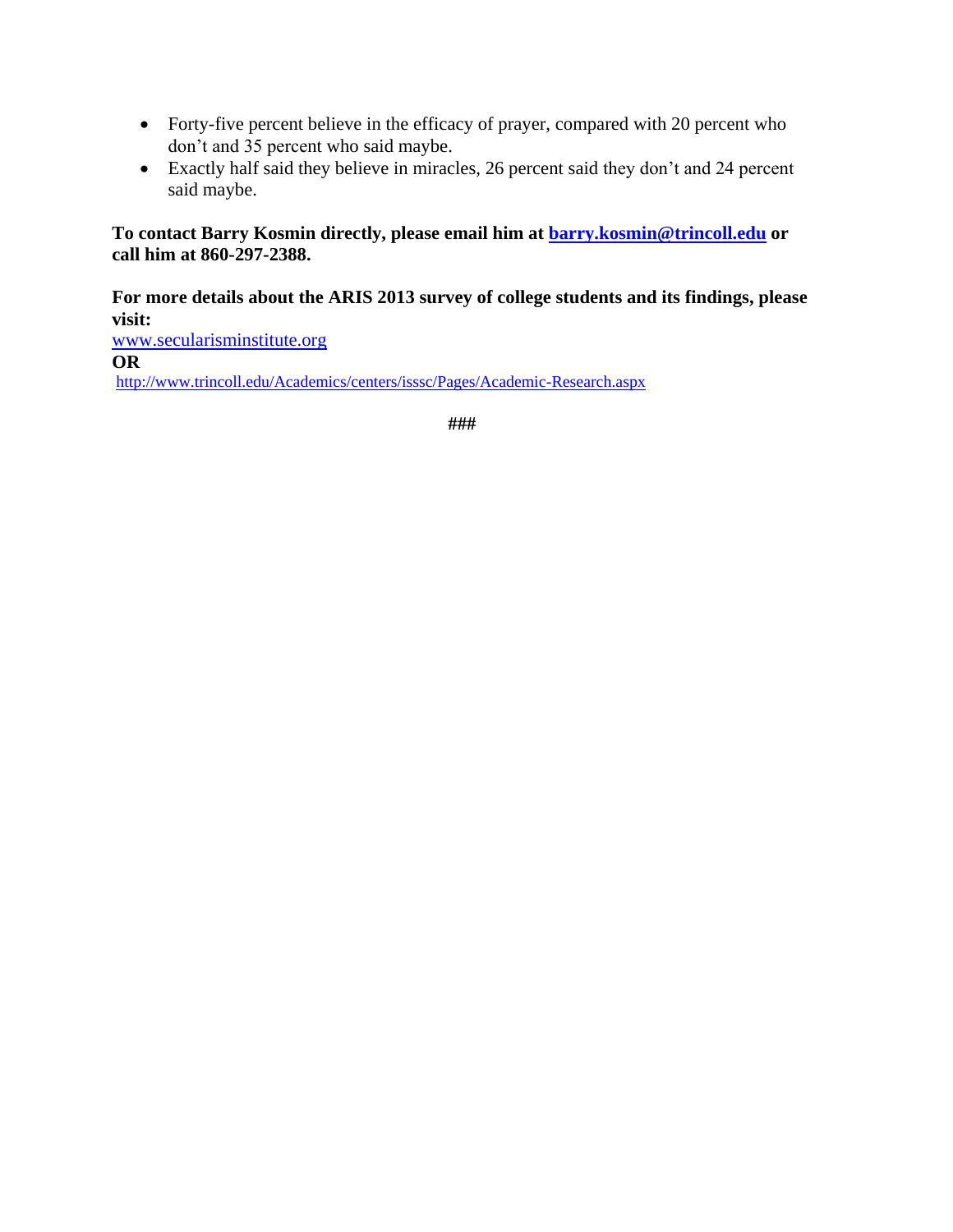- Forty-five percent believe in the efficacy of prayer, compared with 20 percent who don't and 35 percent who said maybe.
- Exactly half said they believe in miracles, 26 percent said they don't and 24 percent said maybe.

**To contact Barry Kosmin directly, please email him at barry.kosmin@trincoll.edu or call him at 860-297-2388.**

**For more details about the ARIS 2013 survey of college students and its findings, please visit:**
www.secularisminstitute.org
**OR**
http://www.trincoll.edu/Academics/centers/isssc/Pages/Academic-Research.aspx

###